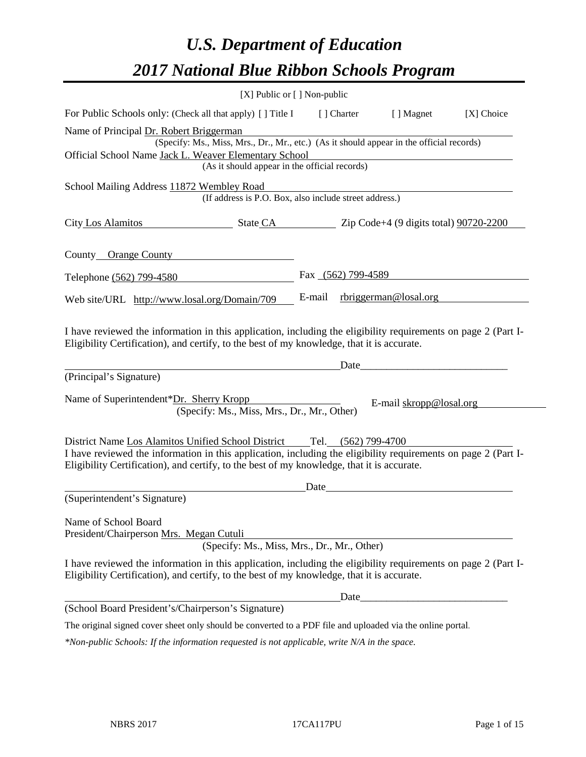# U.S. Department of Education

# 2017 National Blue Ribbon Schools Program

[X] Public or [ ] Non-public

For Public Schools only: (Check all that apply) [ ] Title I [ ] Charter [ ] Magnet [X] Choice

Name of Principal Dr. Robert Briggerman
(Specify: Ms., Miss, Mrs., Dr., Mr., etc.) (As it should appear in the official records)

Official School Name Jack L. Weaver Elementary School
(As it should appear in the official records)

School Mailing Address 11872 Wembley Road
(If address is P.O. Box, also include street address.)

City Los Alamitos State CA Zip Code+4 (9 digits total) 90720-2200

County Orange County

Telephone (562) 799-4580 Fax (562) 799-4589

Web site/URL http://www.losal.org/Domain/709 E-mail rbriggerman@losal.org

I have reviewed the information in this application, including the eligibility requirements on page 2 (Part I-Eligibility Certification), and certify, to the best of my knowledge, that it is accurate.

_______________________________ Date_______________

(Principal's Signature)

Name of Superintendent*Dr. Sherry Kropp E-mail skropp@losal.org
(Specify: Ms., Miss, Mrs., Dr., Mr., Other)

District Name Los Alamitos Unified School District Tel. (562) 799-4700

I have reviewed the information in this application, including the eligibility requirements on page 2 (Part I-Eligibility Certification), and certify, to the best of my knowledge, that it is accurate.

_______________________________ Date_______________

(Superintendent's Signature)

Name of School Board
President/Chairperson Mrs. Megan Cutuli
(Specify: Ms., Miss, Mrs., Dr., Mr., Other)

I have reviewed the information in this application, including the eligibility requirements on page 2 (Part I-Eligibility Certification), and certify, to the best of my knowledge, that it is accurate.

_______________________________ Date_______________

(School Board President's/Chairperson's Signature)

The original signed cover sheet only should be converted to a PDF file and uploaded via the online portal.

*\*Non-public Schools: If the information requested is not applicable, write N/A in the space.*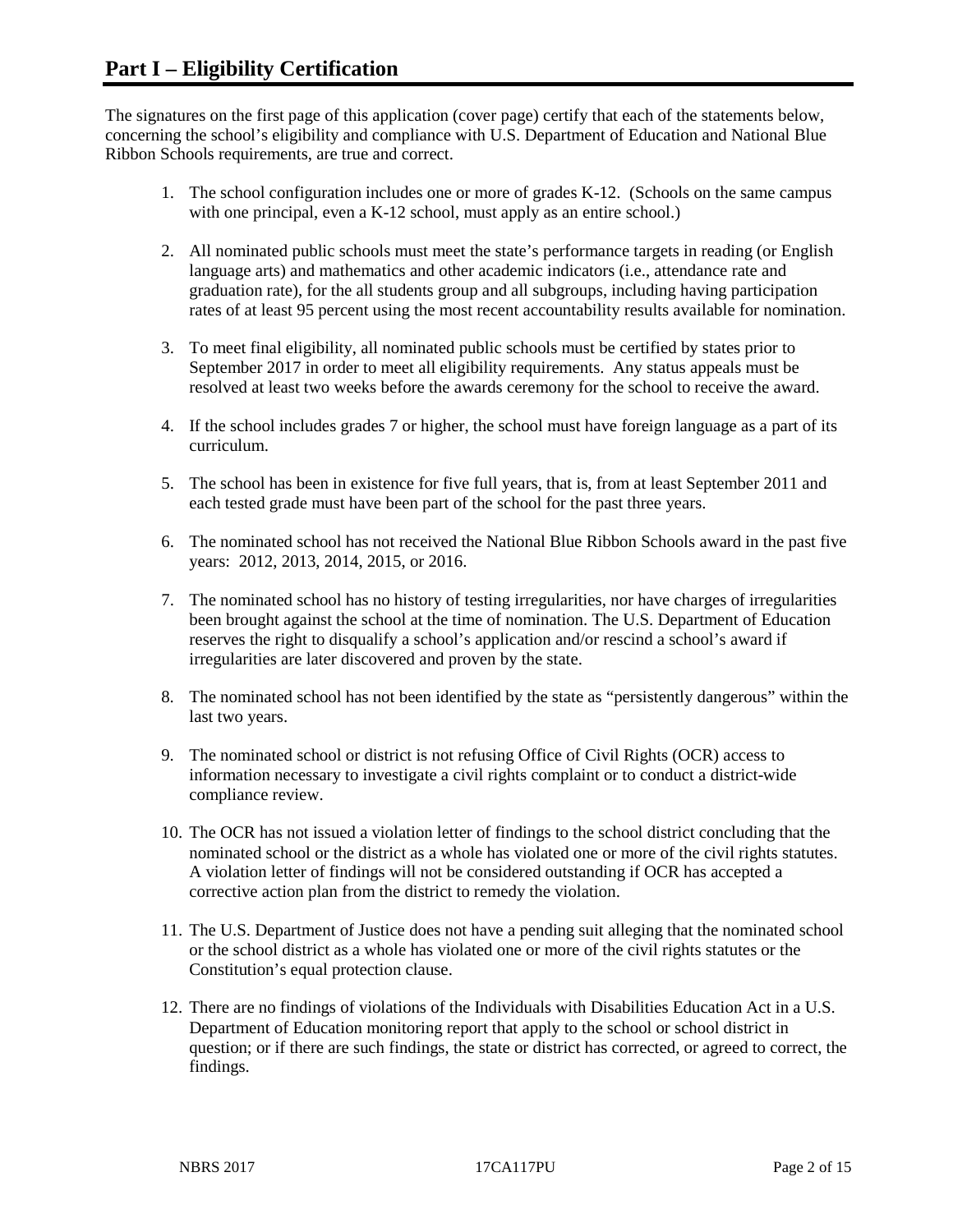# Part I – Eligibility Certification

The signatures on the first page of this application (cover page) certify that each of the statements below, concerning the school's eligibility and compliance with U.S. Department of Education and National Blue Ribbon Schools requirements, are true and correct.

1. The school configuration includes one or more of grades K-12. (Schools on the same campus with one principal, even a K-12 school, must apply as an entire school.)
2. All nominated public schools must meet the state's performance targets in reading (or English language arts) and mathematics and other academic indicators (i.e., attendance rate and graduation rate), for the all students group and all subgroups, including having participation rates of at least 95 percent using the most recent accountability results available for nomination.
3. To meet final eligibility, all nominated public schools must be certified by states prior to September 2017 in order to meet all eligibility requirements. Any status appeals must be resolved at least two weeks before the awards ceremony for the school to receive the award.
4. If the school includes grades 7 or higher, the school must have foreign language as a part of its curriculum.
5. The school has been in existence for five full years, that is, from at least September 2011 and each tested grade must have been part of the school for the past three years.
6. The nominated school has not received the National Blue Ribbon Schools award in the past five years: 2012, 2013, 2014, 2015, or 2016.
7. The nominated school has no history of testing irregularities, nor have charges of irregularities been brought against the school at the time of nomination. The U.S. Department of Education reserves the right to disqualify a school's application and/or rescind a school's award if irregularities are later discovered and proven by the state.
8. The nominated school has not been identified by the state as "persistently dangerous" within the last two years.
9. The nominated school or district is not refusing Office of Civil Rights (OCR) access to information necessary to investigate a civil rights complaint or to conduct a district-wide compliance review.
10. The OCR has not issued a violation letter of findings to the school district concluding that the nominated school or the district as a whole has violated one or more of the civil rights statutes. A violation letter of findings will not be considered outstanding if OCR has accepted a corrective action plan from the district to remedy the violation.
11. The U.S. Department of Justice does not have a pending suit alleging that the nominated school or the school district as a whole has violated one or more of the civil rights statutes or the Constitution's equal protection clause.
12. There are no findings of violations of the Individuals with Disabilities Education Act in a U.S. Department of Education monitoring report that apply to the school or school district in question; or if there are such findings, the state or district has corrected, or agreed to correct, the findings.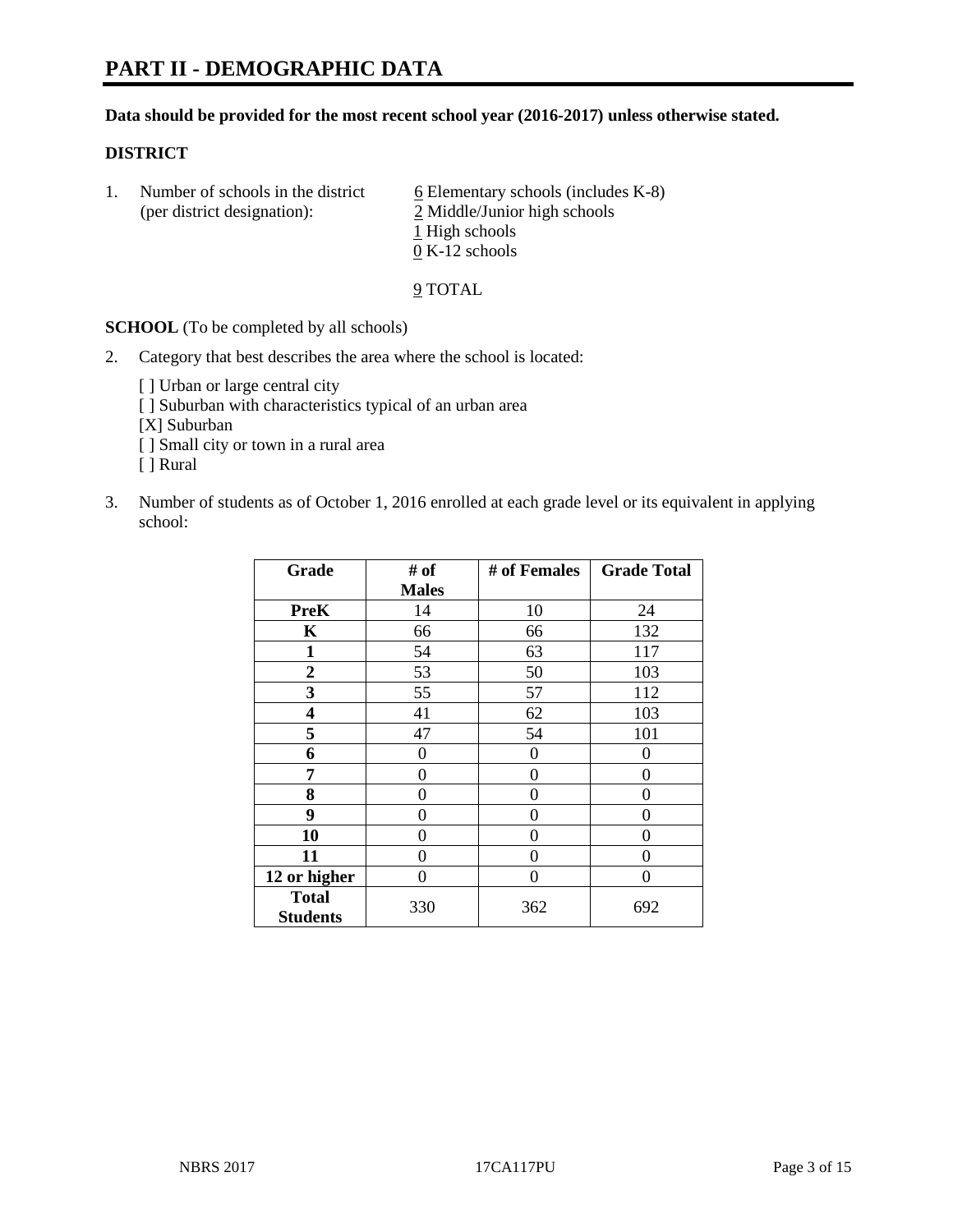# PART II - DEMOGRAPHIC DATA

**Data should be provided for the most recent school year (2016-2017) unless otherwise stated.**

**DISTRICT**

1. Number of schools in the district (per district designation):
   6 Elementary schools (includes K-8)
   2 Middle/Junior high schools
   1 High schools
   0 K-12 schools

   9 TOTAL

**SCHOOL** (To be completed by all schools)

2. Category that best describes the area where the school is located:

   [ ] Urban or large central city
   [ ] Suburban with characteristics typical of an urban area
   [X] Suburban
   [ ] Small city or town in a rural area
   [ ] Rural

3. Number of students as of October 1, 2016 enrolled at each grade level or its equivalent in applying school:

| Grade | # of Males | # of Females | Grade Total |
|---|---|---|---|
| PreK | 14 | 10 | 24 |
| K | 66 | 66 | 132 |
| 1 | 54 | 63 | 117 |
| 2 | 53 | 50 | 103 |
| 3 | 55 | 57 | 112 |
| 4 | 41 | 62 | 103 |
| 5 | 47 | 54 | 101 |
| 6 | 0 | 0 | 0 |
| 7 | 0 | 0 | 0 |
| 8 | 0 | 0 | 0 |
| 9 | 0 | 0 | 0 |
| 10 | 0 | 0 | 0 |
| 11 | 0 | 0 | 0 |
| 12 or higher | 0 | 0 | 0 |
| Total Students | 330 | 362 | 692 |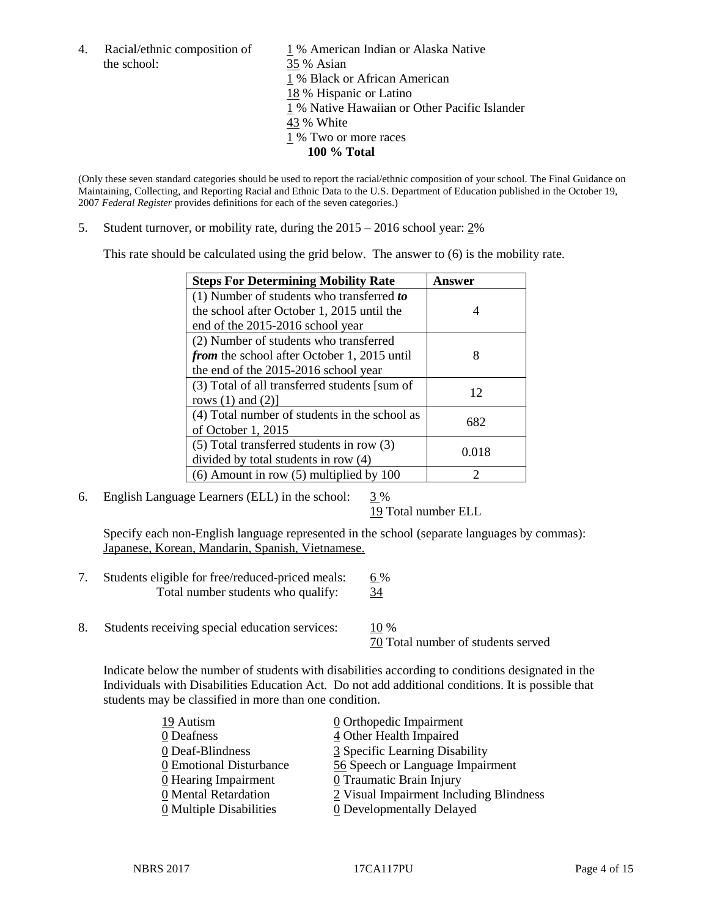4. Racial/ethnic composition of the school:

1 % American Indian or Alaska Native
35 % Asian
1 % Black or African American
18 % Hispanic or Latino
1 % Native Hawaiian or Other Pacific Islander
43 % White
1 % Two or more races
**100 % Total**

(Only these seven standard categories should be used to report the racial/ethnic composition of your school. The Final Guidance on Maintaining, Collecting, and Reporting Racial and Ethnic Data to the U.S. Department of Education published in the October 19, 2007 *Federal Register* provides definitions for each of the seven categories.)

5. Student turnover, or mobility rate, during the 2015 – 2016 school year: 2%

This rate should be calculated using the grid below. The answer to (6) is the mobility rate.

| **Steps For Determining Mobility Rate** | **Answer** |
|---|---|
| (1) Number of students who transferred ***to*** the school after October 1, 2015 until the end of the 2015-2016 school year | 4 |
| (2) Number of students who transferred ***from*** the school after October 1, 2015 until the end of the 2015-2016 school year | 8 |
| (3) Total of all transferred students [sum of rows (1) and (2)] | 12 |
| (4) Total number of students in the school as of October 1, 2015 | 682 |
| (5) Total transferred students in row (3) divided by total students in row (4) | 0.018 |
| (6) Amount in row (5) multiplied by 100 | 2 |

6. English Language Learners (ELL) in the school: 3 %
19 Total number ELL

Specify each non-English language represented in the school (separate languages by commas): Japanese, Korean, Mandarin, Spanish, Vietnamese.

7. Students eligible for free/reduced-priced meals: 6 %
Total number students who qualify: 34

8. Students receiving special education services: 10 %
70 Total number of students served

Indicate below the number of students with disabilities according to conditions designated in the Individuals with Disabilities Education Act. Do not add additional conditions. It is possible that students may be classified in more than one condition.

19 Autism
0 Deafness
0 Deaf-Blindness
0 Emotional Disturbance
0 Hearing Impairment
0 Mental Retardation
0 Multiple Disabilities
0 Orthopedic Impairment
4 Other Health Impaired
3 Specific Learning Disability
56 Speech or Language Impairment
0 Traumatic Brain Injury
2 Visual Impairment Including Blindness
0 Developmentally Delayed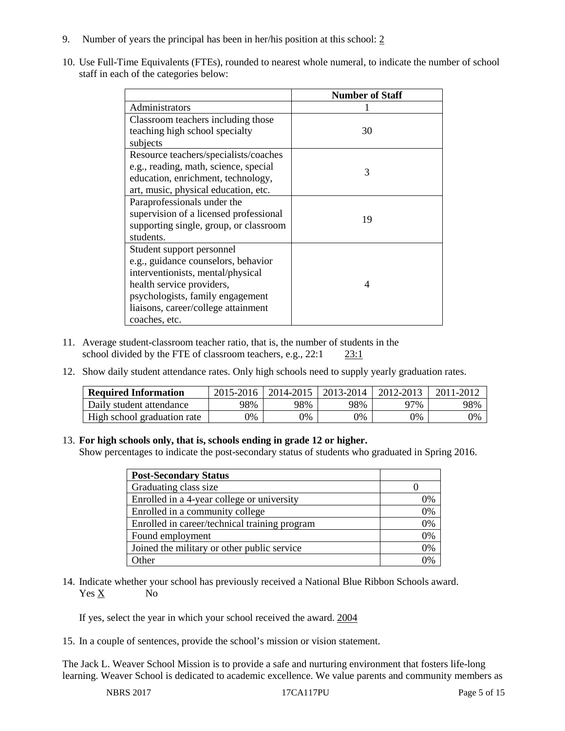9. Number of years the principal has been in her/his position at this school: 2

10. Use Full-Time Equivalents (FTEs), rounded to nearest whole numeral, to indicate the number of school staff in each of the categories below:

| | Number of Staff |
|---|---|
| Administrators | 1 |
| Classroom teachers including those teaching high school specialty subjects | 30 |
| Resource teachers/specialists/coaches e.g., reading, math, science, special education, enrichment, technology, art, music, physical education, etc. | 3 |
| Paraprofessionals under the supervision of a licensed professional supporting single, group, or classroom students. | 19 |
| Student support personnel e.g., guidance counselors, behavior interventionists, mental/physical health service providers, psychologists, family engagement liaisons, career/college attainment coaches, etc. | 4 |

11. Average student-classroom teacher ratio, that is, the number of students in the school divided by the FTE of classroom teachers, e.g., 22:1 23:1

12. Show daily student attendance rates. Only high schools need to supply yearly graduation rates.

| Required Information | 2015-2016 | 2014-2015 | 2013-2014 | 2012-2013 | 2011-2012 |
|---|---|---|---|---|---|
| Daily student attendance | 98% | 98% | 98% | 97% | 98% |
| High school graduation rate | 0% | 0% | 0% | 0% | 0% |

13. **For high schools only, that is, schools ending in grade 12 or higher.**
Show percentages to indicate the post-secondary status of students who graduated in Spring 2016.

| Post-Secondary Status | |
|---|---|
| Graduating class size | 0 |
| Enrolled in a 4-year college or university | 0% |
| Enrolled in a community college | 0% |
| Enrolled in career/technical training program | 0% |
| Found employment | 0% |
| Joined the military or other public service | 0% |
| Other | 0% |

14. Indicate whether your school has previously received a National Blue Ribbon Schools award.
Yes X No

If yes, select the year in which your school received the award. 2004

15. In a couple of sentences, provide the school's mission or vision statement.

The Jack L. Weaver School Mission is to provide a safe and nurturing environment that fosters life-long learning. Weaver School is dedicated to academic excellence. We value parents and community members as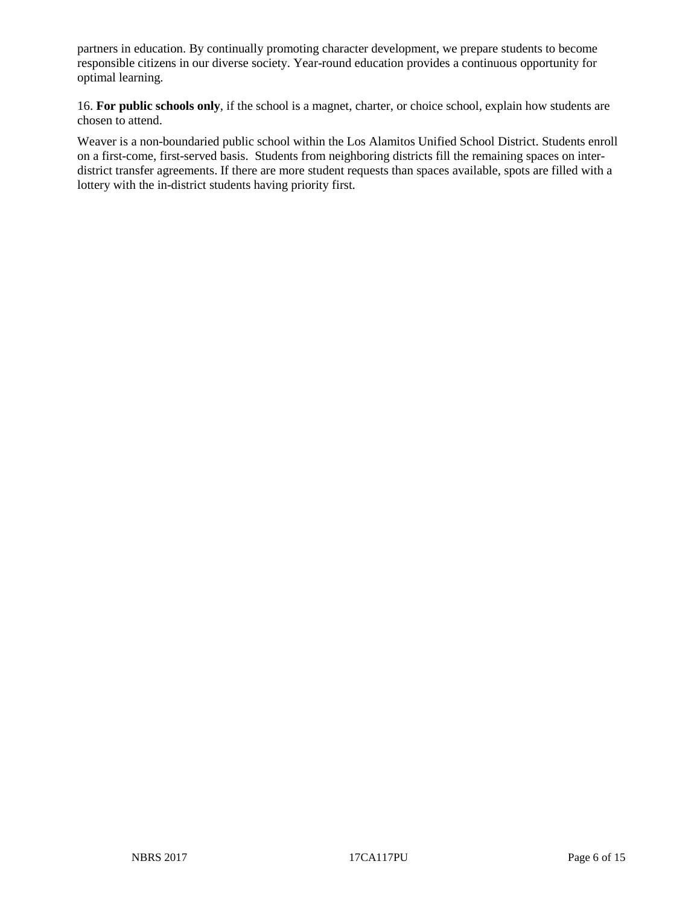partners in education. By continually promoting character development, we prepare students to become responsible citizens in our diverse society. Year-round education provides a continuous opportunity for optimal learning.

16. **For public schools only**, if the school is a magnet, charter, or choice school, explain how students are chosen to attend.

Weaver is a non-boundaried public school within the Los Alamitos Unified School District. Students enroll on a first-come, first-served basis. Students from neighboring districts fill the remaining spaces on inter-district transfer agreements. If there are more student requests than spaces available, spots are filled with a lottery with the in-district students having priority first.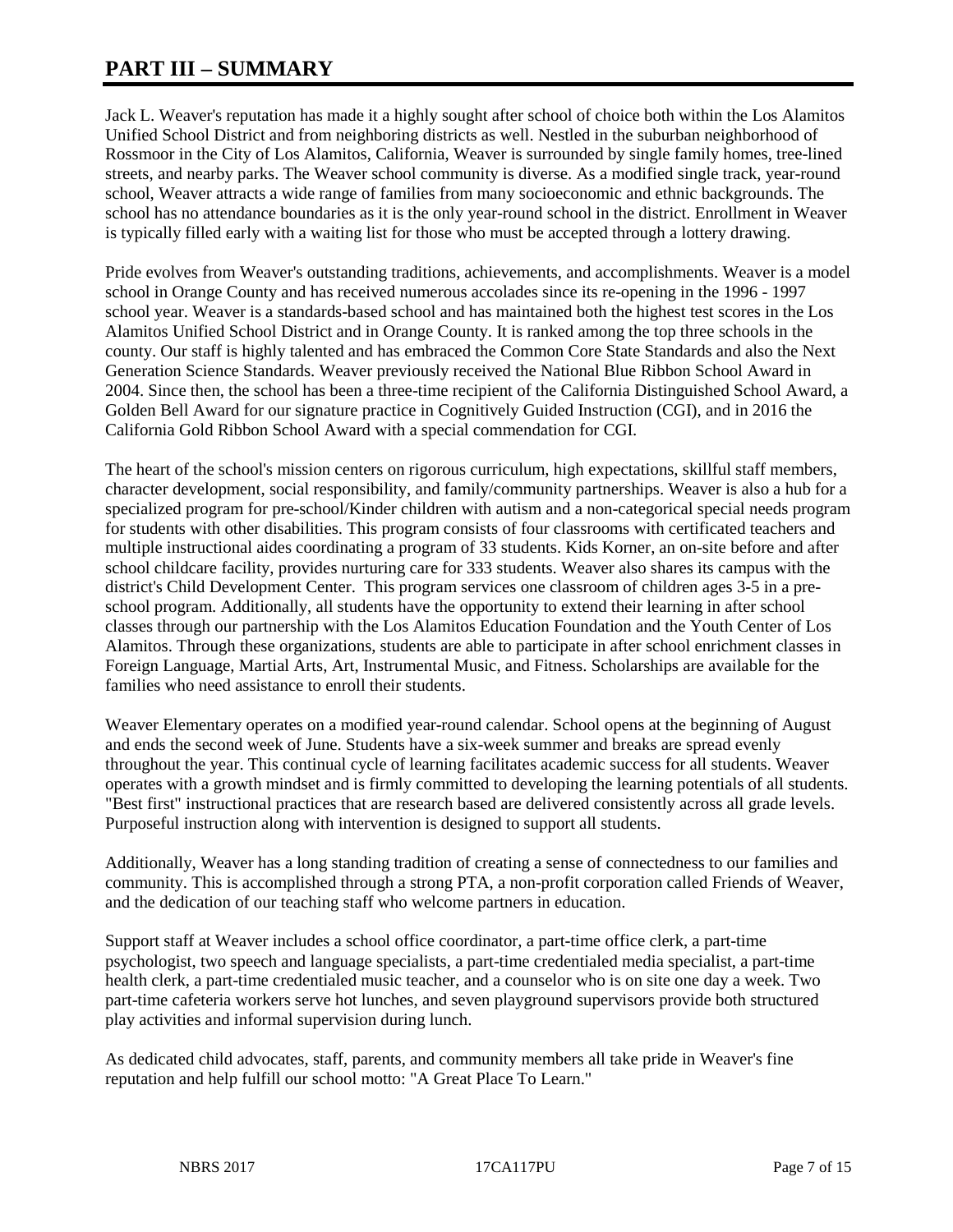# PART III – SUMMARY

Jack L. Weaver's reputation has made it a highly sought after school of choice both within the Los Alamitos Unified School District and from neighboring districts as well. Nestled in the suburban neighborhood of Rossmoor in the City of Los Alamitos, California, Weaver is surrounded by single family homes, tree-lined streets, and nearby parks. The Weaver school community is diverse. As a modified single track, year-round school, Weaver attracts a wide range of families from many socioeconomic and ethnic backgrounds. The school has no attendance boundaries as it is the only year-round school in the district. Enrollment in Weaver is typically filled early with a waiting list for those who must be accepted through a lottery drawing.

Pride evolves from Weaver's outstanding traditions, achievements, and accomplishments. Weaver is a model school in Orange County and has received numerous accolades since its re-opening in the 1996 - 1997 school year. Weaver is a standards-based school and has maintained both the highest test scores in the Los Alamitos Unified School District and in Orange County. It is ranked among the top three schools in the county. Our staff is highly talented and has embraced the Common Core State Standards and also the Next Generation Science Standards. Weaver previously received the National Blue Ribbon School Award in 2004. Since then, the school has been a three-time recipient of the California Distinguished School Award, a Golden Bell Award for our signature practice in Cognitively Guided Instruction (CGI), and in 2016 the California Gold Ribbon School Award with a special commendation for CGI.

The heart of the school's mission centers on rigorous curriculum, high expectations, skillful staff members, character development, social responsibility, and family/community partnerships. Weaver is also a hub for a specialized program for pre-school/Kinder children with autism and a non-categorical special needs program for students with other disabilities. This program consists of four classrooms with certificated teachers and multiple instructional aides coordinating a program of 33 students. Kids Korner, an on-site before and after school childcare facility, provides nurturing care for 333 students. Weaver also shares its campus with the district's Child Development Center. This program services one classroom of children ages 3-5 in a pre-school program. Additionally, all students have the opportunity to extend their learning in after school classes through our partnership with the Los Alamitos Education Foundation and the Youth Center of Los Alamitos. Through these organizations, students are able to participate in after school enrichment classes in Foreign Language, Martial Arts, Art, Instrumental Music, and Fitness. Scholarships are available for the families who need assistance to enroll their students.

Weaver Elementary operates on a modified year-round calendar. School opens at the beginning of August and ends the second week of June. Students have a six-week summer and breaks are spread evenly throughout the year. This continual cycle of learning facilitates academic success for all students. Weaver operates with a growth mindset and is firmly committed to developing the learning potentials of all students. "Best first" instructional practices that are research based are delivered consistently across all grade levels. Purposeful instruction along with intervention is designed to support all students.

Additionally, Weaver has a long standing tradition of creating a sense of connectedness to our families and community. This is accomplished through a strong PTA, a non-profit corporation called Friends of Weaver, and the dedication of our teaching staff who welcome partners in education.

Support staff at Weaver includes a school office coordinator, a part-time office clerk, a part-time psychologist, two speech and language specialists, a part-time credentialed media specialist, a part-time health clerk, a part-time credentialed music teacher, and a counselor who is on site one day a week. Two part-time cafeteria workers serve hot lunches, and seven playground supervisors provide both structured play activities and informal supervision during lunch.

As dedicated child advocates, staff, parents, and community members all take pride in Weaver's fine reputation and help fulfill our school motto: "A Great Place To Learn."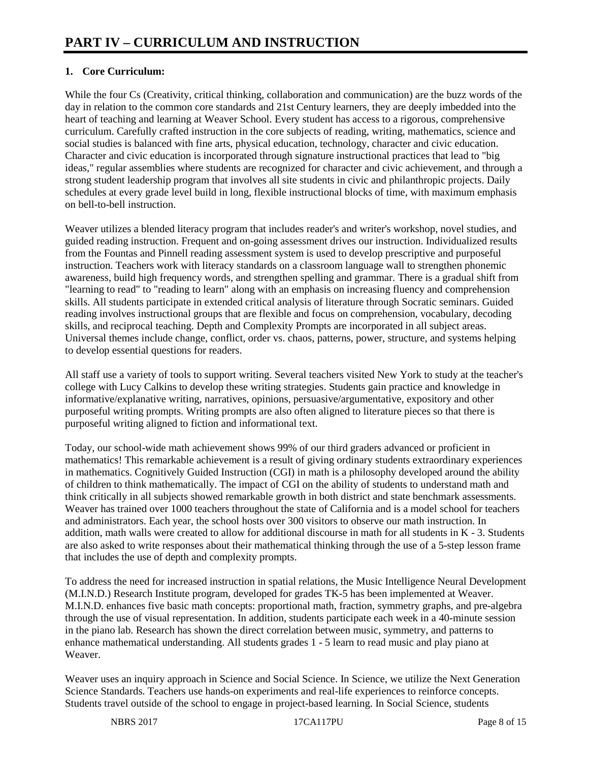# PART IV – CURRICULUM AND INSTRUCTION

**1. Core Curriculum:**

While the four Cs (Creativity, critical thinking, collaboration and communication) are the buzz words of the day in relation to the common core standards and 21st Century learners, they are deeply imbedded into the heart of teaching and learning at Weaver School. Every student has access to a rigorous, comprehensive curriculum. Carefully crafted instruction in the core subjects of reading, writing, mathematics, science and social studies is balanced with fine arts, physical education, technology, character and civic education. Character and civic education is incorporated through signature instructional practices that lead to "big ideas," regular assemblies where students are recognized for character and civic achievement, and through a strong student leadership program that involves all site students in civic and philanthropic projects. Daily schedules at every grade level build in long, flexible instructional blocks of time, with maximum emphasis on bell-to-bell instruction.

Weaver utilizes a blended literacy program that includes reader's and writer's workshop, novel studies, and guided reading instruction. Frequent and on-going assessment drives our instruction. Individualized results from the Fountas and Pinnell reading assessment system is used to develop prescriptive and purposeful instruction. Teachers work with literacy standards on a classroom language wall to strengthen phonemic awareness, build high frequency words, and strengthen spelling and grammar. There is a gradual shift from "learning to read" to "reading to learn" along with an emphasis on increasing fluency and comprehension skills. All students participate in extended critical analysis of literature through Socratic seminars. Guided reading involves instructional groups that are flexible and focus on comprehension, vocabulary, decoding skills, and reciprocal teaching. Depth and Complexity Prompts are incorporated in all subject areas. Universal themes include change, conflict, order vs. chaos, patterns, power, structure, and systems helping to develop essential questions for readers.

All staff use a variety of tools to support writing. Several teachers visited New York to study at the teacher's college with Lucy Calkins to develop these writing strategies. Students gain practice and knowledge in informative/explanative writing, narratives, opinions, persuasive/argumentative, expository and other purposeful writing prompts. Writing prompts are also often aligned to literature pieces so that there is purposeful writing aligned to fiction and informational text.

Today, our school-wide math achievement shows 99% of our third graders advanced or proficient in mathematics! This remarkable achievement is a result of giving ordinary students extraordinary experiences in mathematics. Cognitively Guided Instruction (CGI) in math is a philosophy developed around the ability of children to think mathematically. The impact of CGI on the ability of students to understand math and think critically in all subjects showed remarkable growth in both district and state benchmark assessments. Weaver has trained over 1000 teachers throughout the state of California and is a model school for teachers and administrators. Each year, the school hosts over 300 visitors to observe our math instruction. In addition, math walls were created to allow for additional discourse in math for all students in K - 3. Students are also asked to write responses about their mathematical thinking through the use of a 5-step lesson frame that includes the use of depth and complexity prompts.

To address the need for increased instruction in spatial relations, the Music Intelligence Neural Development (M.I.N.D.) Research Institute program, developed for grades TK-5 has been implemented at Weaver. M.I.N.D. enhances five basic math concepts: proportional math, fraction, symmetry graphs, and pre-algebra through the use of visual representation. In addition, students participate each week in a 40-minute session in the piano lab. Research has shown the direct correlation between music, symmetry, and patterns to enhance mathematical understanding. All students grades 1 - 5 learn to read music and play piano at Weaver.

Weaver uses an inquiry approach in Science and Social Science. In Science, we utilize the Next Generation Science Standards. Teachers use hands-on experiments and real-life experiences to reinforce concepts. Students travel outside of the school to engage in project-based learning. In Social Science, students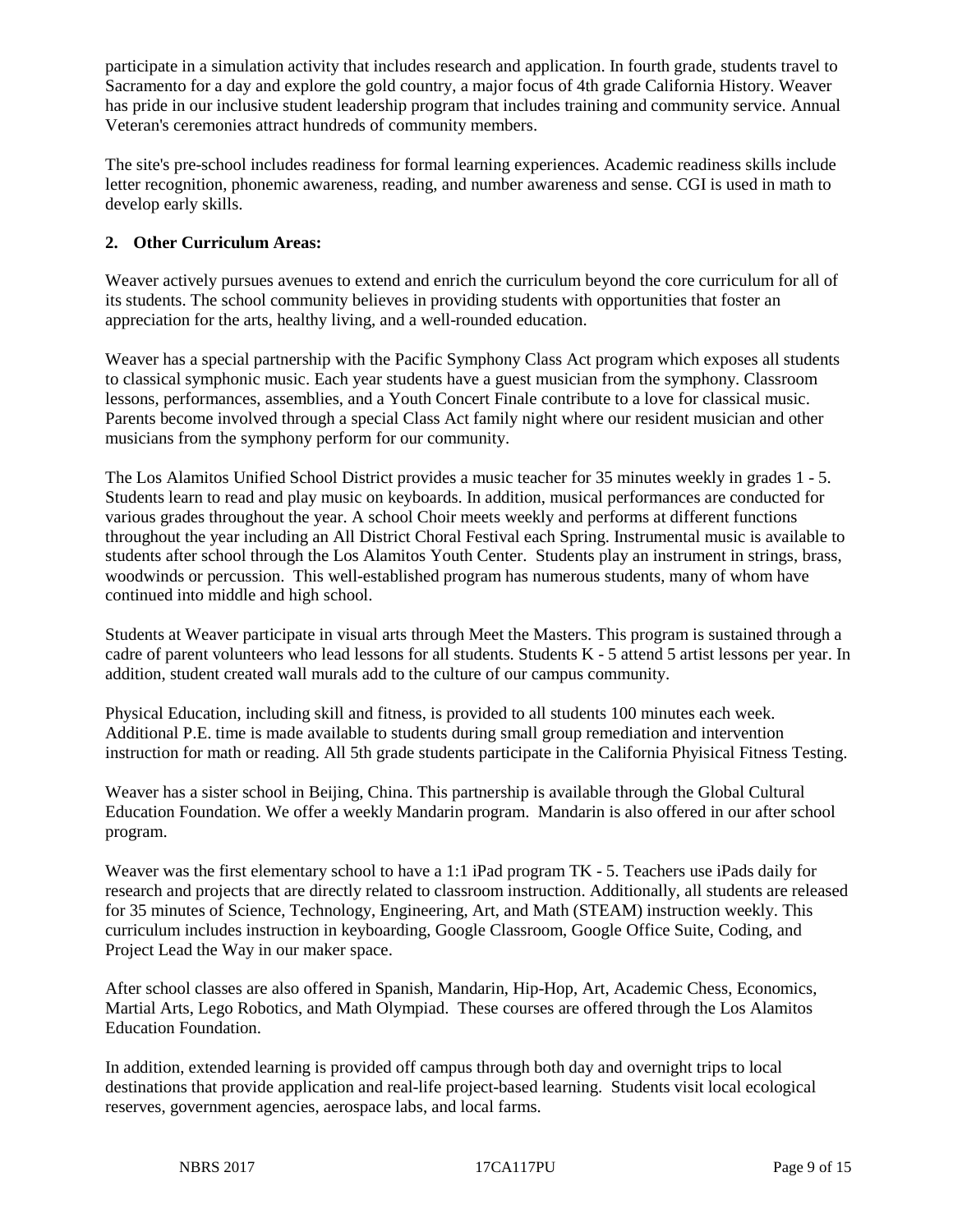participate in a simulation activity that includes research and application. In fourth grade, students travel to Sacramento for a day and explore the gold country, a major focus of 4th grade California History. Weaver has pride in our inclusive student leadership program that includes training and community service. Annual Veteran's ceremonies attract hundreds of community members.

The site's pre-school includes readiness for formal learning experiences. Academic readiness skills include letter recognition, phonemic awareness, reading, and number awareness and sense. CGI is used in math to develop early skills.

**2. Other Curriculum Areas:**

Weaver actively pursues avenues to extend and enrich the curriculum beyond the core curriculum for all of its students. The school community believes in providing students with opportunities that foster an appreciation for the arts, healthy living, and a well-rounded education.

Weaver has a special partnership with the Pacific Symphony Class Act program which exposes all students to classical symphonic music. Each year students have a guest musician from the symphony. Classroom lessons, performances, assemblies, and a Youth Concert Finale contribute to a love for classical music. Parents become involved through a special Class Act family night where our resident musician and other musicians from the symphony perform for our community.

The Los Alamitos Unified School District provides a music teacher for 35 minutes weekly in grades 1 - 5. Students learn to read and play music on keyboards. In addition, musical performances are conducted for various grades throughout the year. A school Choir meets weekly and performs at different functions throughout the year including an All District Choral Festival each Spring. Instrumental music is available to students after school through the Los Alamitos Youth Center. Students play an instrument in strings, brass, woodwinds or percussion. This well-established program has numerous students, many of whom have continued into middle and high school.

Students at Weaver participate in visual arts through Meet the Masters. This program is sustained through a cadre of parent volunteers who lead lessons for all students. Students K - 5 attend 5 artist lessons per year. In addition, student created wall murals add to the culture of our campus community.

Physical Education, including skill and fitness, is provided to all students 100 minutes each week. Additional P.E. time is made available to students during small group remediation and intervention instruction for math or reading. All 5th grade students participate in the California Phyisical Fitness Testing.

Weaver has a sister school in Beijing, China. This partnership is available through the Global Cultural Education Foundation. We offer a weekly Mandarin program. Mandarin is also offered in our after school program.

Weaver was the first elementary school to have a 1:1 iPad program TK - 5. Teachers use iPads daily for research and projects that are directly related to classroom instruction. Additionally, all students are released for 35 minutes of Science, Technology, Engineering, Art, and Math (STEAM) instruction weekly. This curriculum includes instruction in keyboarding, Google Classroom, Google Office Suite, Coding, and Project Lead the Way in our maker space.

After school classes are also offered in Spanish, Mandarin, Hip-Hop, Art, Academic Chess, Economics, Martial Arts, Lego Robotics, and Math Olympiad. These courses are offered through the Los Alamitos Education Foundation.

In addition, extended learning is provided off campus through both day and overnight trips to local destinations that provide application and real-life project-based learning. Students visit local ecological reserves, government agencies, aerospace labs, and local farms.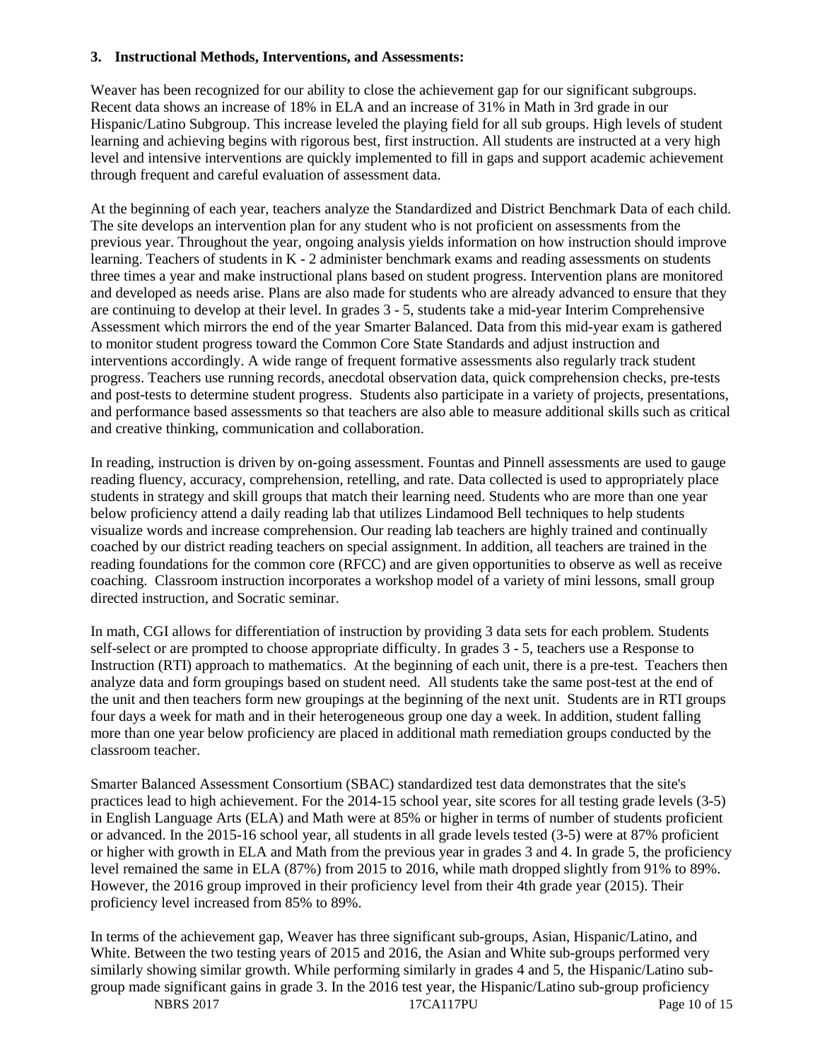**3. Instructional Methods, Interventions, and Assessments:**

Weaver has been recognized for our ability to close the achievement gap for our significant subgroups. Recent data shows an increase of 18% in ELA and an increase of 31% in Math in 3rd grade in our Hispanic/Latino Subgroup. This increase leveled the playing field for all sub groups. High levels of student learning and achieving begins with rigorous best, first instruction. All students are instructed at a very high level and intensive interventions are quickly implemented to fill in gaps and support academic achievement through frequent and careful evaluation of assessment data.

At the beginning of each year, teachers analyze the Standardized and District Benchmark Data of each child. The site develops an intervention plan for any student who is not proficient on assessments from the previous year. Throughout the year, ongoing analysis yields information on how instruction should improve learning. Teachers of students in K - 2 administer benchmark exams and reading assessments on students three times a year and make instructional plans based on student progress. Intervention plans are monitored and developed as needs arise. Plans are also made for students who are already advanced to ensure that they are continuing to develop at their level. In grades 3 - 5, students take a mid-year Interim Comprehensive Assessment which mirrors the end of the year Smarter Balanced. Data from this mid-year exam is gathered to monitor student progress toward the Common Core State Standards and adjust instruction and interventions accordingly. A wide range of frequent formative assessments also regularly track student progress. Teachers use running records, anecdotal observation data, quick comprehension checks, pre-tests and post-tests to determine student progress. Students also participate in a variety of projects, presentations, and performance based assessments so that teachers are also able to measure additional skills such as critical and creative thinking, communication and collaboration.

In reading, instruction is driven by on-going assessment. Fountas and Pinnell assessments are used to gauge reading fluency, accuracy, comprehension, retelling, and rate. Data collected is used to appropriately place students in strategy and skill groups that match their learning need. Students who are more than one year below proficiency attend a daily reading lab that utilizes Lindamood Bell techniques to help students visualize words and increase comprehension. Our reading lab teachers are highly trained and continually coached by our district reading teachers on special assignment. In addition, all teachers are trained in the reading foundations for the common core (RFCC) and are given opportunities to observe as well as receive coaching. Classroom instruction incorporates a workshop model of a variety of mini lessons, small group directed instruction, and Socratic seminar.

In math, CGI allows for differentiation of instruction by providing 3 data sets for each problem. Students self-select or are prompted to choose appropriate difficulty. In grades 3 - 5, teachers use a Response to Instruction (RTI) approach to mathematics. At the beginning of each unit, there is a pre-test. Teachers then analyze data and form groupings based on student need. All students take the same post-test at the end of the unit and then teachers form new groupings at the beginning of the next unit. Students are in RTI groups four days a week for math and in their heterogeneous group one day a week. In addition, student falling more than one year below proficiency are placed in additional math remediation groups conducted by the classroom teacher.

Smarter Balanced Assessment Consortium (SBAC) standardized test data demonstrates that the site's practices lead to high achievement. For the 2014-15 school year, site scores for all testing grade levels (3-5) in English Language Arts (ELA) and Math were at 85% or higher in terms of number of students proficient or advanced. In the 2015-16 school year, all students in all grade levels tested (3-5) were at 87% proficient or higher with growth in ELA and Math from the previous year in grades 3 and 4. In grade 5, the proficiency level remained the same in ELA (87%) from 2015 to 2016, while math dropped slightly from 91% to 89%. However, the 2016 group improved in their proficiency level from their 4th grade year (2015). Their proficiency level increased from 85% to 89%.

In terms of the achievement gap, Weaver has three significant sub-groups, Asian, Hispanic/Latino, and White. Between the two testing years of 2015 and 2016, the Asian and White sub-groups performed very similarly showing similar growth. While performing similarly in grades 4 and 5, the Hispanic/Latino sub-group made significant gains in grade 3. In the 2016 test year, the Hispanic/Latino sub-group proficiency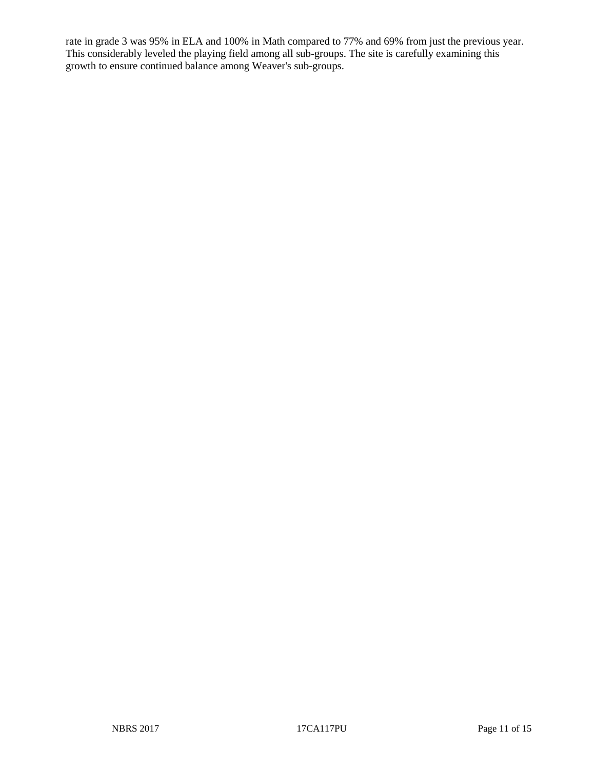rate in grade 3 was 95% in ELA and 100% in Math compared to 77% and 69% from just the previous year. This considerably leveled the playing field among all sub-groups. The site is carefully examining this growth to ensure continued balance among Weaver's sub-groups.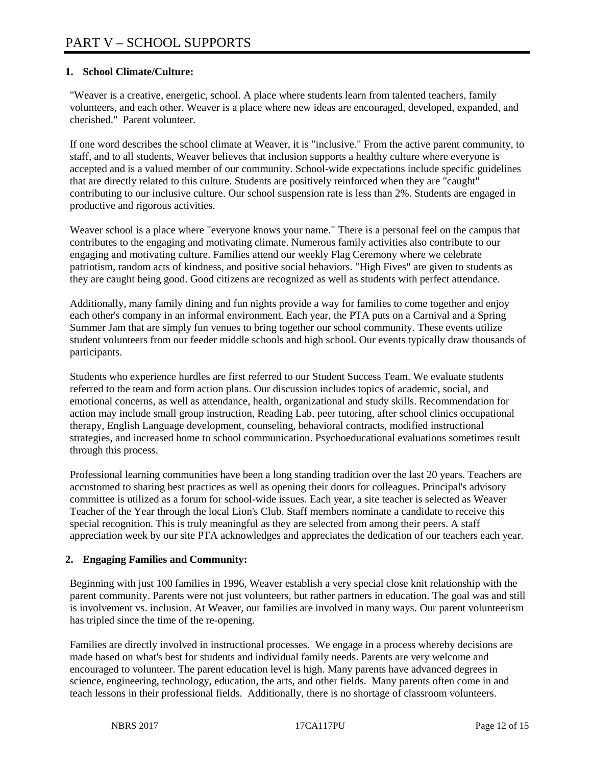# PART V – SCHOOL SUPPORTS

## 1. School Climate/Culture:

"Weaver is a creative, energetic, school. A place where students learn from talented teachers, family volunteers, and each other. Weaver is a place where new ideas are encouraged, developed, expanded, and cherished." Parent volunteer.

If one word describes the school climate at Weaver, it is "inclusive." From the active parent community, to staff, and to all students, Weaver believes that inclusion supports a healthy culture where everyone is accepted and is a valued member of our community. School-wide expectations include specific guidelines that are directly related to this culture. Students are positively reinforced when they are "caught" contributing to our inclusive culture. Our school suspension rate is less than 2%. Students are engaged in productive and rigorous activities.

Weaver school is a place where "everyone knows your name." There is a personal feel on the campus that contributes to the engaging and motivating climate. Numerous family activities also contribute to our engaging and motivating culture. Families attend our weekly Flag Ceremony where we celebrate patriotism, random acts of kindness, and positive social behaviors. "High Fives" are given to students as they are caught being good. Good citizens are recognized as well as students with perfect attendance.

Additionally, many family dining and fun nights provide a way for families to come together and enjoy each other's company in an informal environment. Each year, the PTA puts on a Carnival and a Spring Summer Jam that are simply fun venues to bring together our school community. These events utilize student volunteers from our feeder middle schools and high school. Our events typically draw thousands of participants.

Students who experience hurdles are first referred to our Student Success Team. We evaluate students referred to the team and form action plans. Our discussion includes topics of academic, social, and emotional concerns, as well as attendance, health, organizational and study skills. Recommendation for action may include small group instruction, Reading Lab, peer tutoring, after school clinics occupational therapy, English Language development, counseling, behavioral contracts, modified instructional strategies, and increased home to school communication. Psychoeducational evaluations sometimes result through this process.

Professional learning communities have been a long standing tradition over the last 20 years. Teachers are accustomed to sharing best practices as well as opening their doors for colleagues. Principal's advisory committee is utilized as a forum for school-wide issues. Each year, a site teacher is selected as Weaver Teacher of the Year through the local Lion's Club. Staff members nominate a candidate to receive this special recognition. This is truly meaningful as they are selected from among their peers. A staff appreciation week by our site PTA acknowledges and appreciates the dedication of our teachers each year.

## 2. Engaging Families and Community:

Beginning with just 100 families in 1996, Weaver establish a very special close knit relationship with the parent community. Parents were not just volunteers, but rather partners in education. The goal was and still is involvement vs. inclusion. At Weaver, our families are involved in many ways. Our parent volunteerism has tripled since the time of the re-opening.

Families are directly involved in instructional processes. We engage in a process whereby decisions are made based on what's best for students and individual family needs. Parents are very welcome and encouraged to volunteer. The parent education level is high. Many parents have advanced degrees in science, engineering, technology, education, the arts, and other fields. Many parents often come in and teach lessons in their professional fields. Additionally, there is no shortage of classroom volunteers.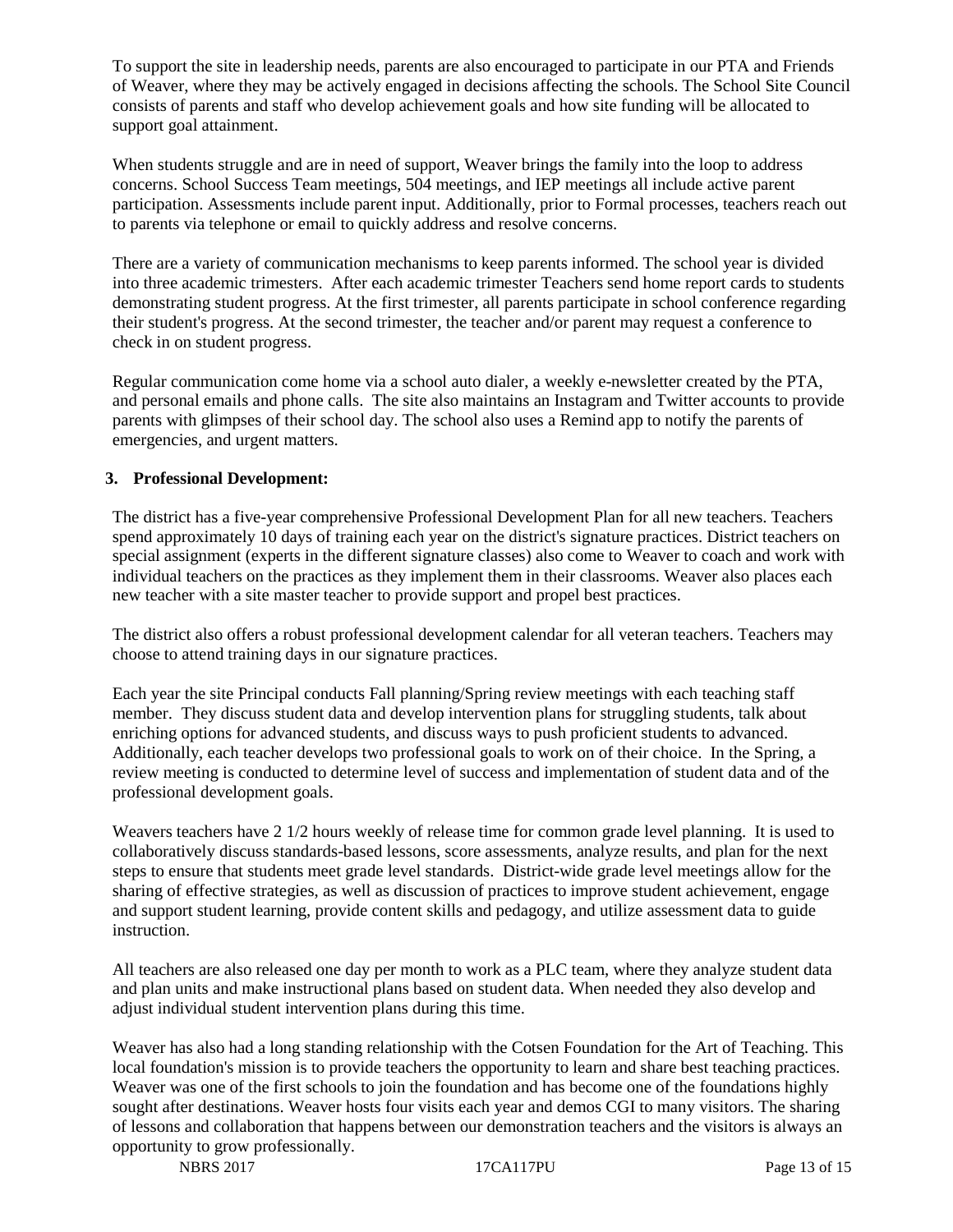To support the site in leadership needs, parents are also encouraged to participate in our PTA and Friends of Weaver, where they may be actively engaged in decisions affecting the schools. The School Site Council consists of parents and staff who develop achievement goals and how site funding will be allocated to support goal attainment.

When students struggle and are in need of support, Weaver brings the family into the loop to address concerns. School Success Team meetings, 504 meetings, and IEP meetings all include active parent participation. Assessments include parent input. Additionally, prior to Formal processes, teachers reach out to parents via telephone or email to quickly address and resolve concerns.

There are a variety of communication mechanisms to keep parents informed. The school year is divided into three academic trimesters. After each academic trimester Teachers send home report cards to students demonstrating student progress. At the first trimester, all parents participate in school conference regarding their student's progress. At the second trimester, the teacher and/or parent may request a conference to check in on student progress.

Regular communication come home via a school auto dialer, a weekly e-newsletter created by the PTA, and personal emails and phone calls. The site also maintains an Instagram and Twitter accounts to provide parents with glimpses of their school day. The school also uses a Remind app to notify the parents of emergencies, and urgent matters.

**3. Professional Development:**

The district has a five-year comprehensive Professional Development Plan for all new teachers. Teachers spend approximately 10 days of training each year on the district's signature practices. District teachers on special assignment (experts in the different signature classes) also come to Weaver to coach and work with individual teachers on the practices as they implement them in their classrooms. Weaver also places each new teacher with a site master teacher to provide support and propel best practices.

The district also offers a robust professional development calendar for all veteran teachers. Teachers may choose to attend training days in our signature practices.

Each year the site Principal conducts Fall planning/Spring review meetings with each teaching staff member. They discuss student data and develop intervention plans for struggling students, talk about enriching options for advanced students, and discuss ways to push proficient students to advanced. Additionally, each teacher develops two professional goals to work on of their choice. In the Spring, a review meeting is conducted to determine level of success and implementation of student data and of the professional development goals.

Weavers teachers have 2 1/2 hours weekly of release time for common grade level planning. It is used to collaboratively discuss standards-based lessons, score assessments, analyze results, and plan for the next steps to ensure that students meet grade level standards. District-wide grade level meetings allow for the sharing of effective strategies, as well as discussion of practices to improve student achievement, engage and support student learning, provide content skills and pedagogy, and utilize assessment data to guide instruction.

All teachers are also released one day per month to work as a PLC team, where they analyze student data and plan units and make instructional plans based on student data. When needed they also develop and adjust individual student intervention plans during this time.

Weaver has also had a long standing relationship with the Cotsen Foundation for the Art of Teaching. This local foundation's mission is to provide teachers the opportunity to learn and share best teaching practices. Weaver was one of the first schools to join the foundation and has become one of the foundations highly sought after destinations. Weaver hosts four visits each year and demos CGI to many visitors. The sharing of lessons and collaboration that happens between our demonstration teachers and the visitors is always an opportunity to grow professionally.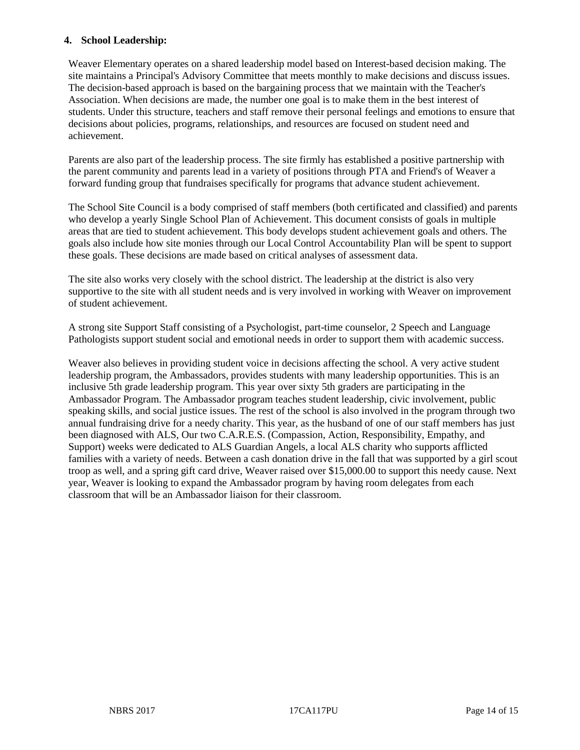**4. School Leadership:**

Weaver Elementary operates on a shared leadership model based on Interest-based decision making. The site maintains a Principal's Advisory Committee that meets monthly to make decisions and discuss issues. The decision-based approach is based on the bargaining process that we maintain with the Teacher's Association. When decisions are made, the number one goal is to make them in the best interest of students. Under this structure, teachers and staff remove their personal feelings and emotions to ensure that decisions about policies, programs, relationships, and resources are focused on student need and achievement.

Parents are also part of the leadership process. The site firmly has established a positive partnership with the parent community and parents lead in a variety of positions through PTA and Friend's of Weaver a forward funding group that fundraises specifically for programs that advance student achievement.

The School Site Council is a body comprised of staff members (both certificated and classified) and parents who develop a yearly Single School Plan of Achievement. This document consists of goals in multiple areas that are tied to student achievement. This body develops student achievement goals and others. The goals also include how site monies through our Local Control Accountability Plan will be spent to support these goals. These decisions are made based on critical analyses of assessment data.

The site also works very closely with the school district. The leadership at the district is also very supportive to the site with all student needs and is very involved in working with Weaver on improvement of student achievement.

A strong site Support Staff consisting of a Psychologist, part-time counselor, 2 Speech and Language Pathologists support student social and emotional needs in order to support them with academic success.

Weaver also believes in providing student voice in decisions affecting the school. A very active student leadership program, the Ambassadors, provides students with many leadership opportunities. This is an inclusive 5th grade leadership program. This year over sixty 5th graders are participating in the Ambassador Program. The Ambassador program teaches student leadership, civic involvement, public speaking skills, and social justice issues. The rest of the school is also involved in the program through two annual fundraising drive for a needy charity. This year, as the husband of one of our staff members has just been diagnosed with ALS, Our two C.A.R.E.S. (Compassion, Action, Responsibility, Empathy, and Support) weeks were dedicated to ALS Guardian Angels, a local ALS charity who supports afflicted families with a variety of needs. Between a cash donation drive in the fall that was supported by a girl scout troop as well, and a spring gift card drive, Weaver raised over $15,000.00 to support this needy cause. Next year, Weaver is looking to expand the Ambassador program by having room delegates from each classroom that will be an Ambassador liaison for their classroom.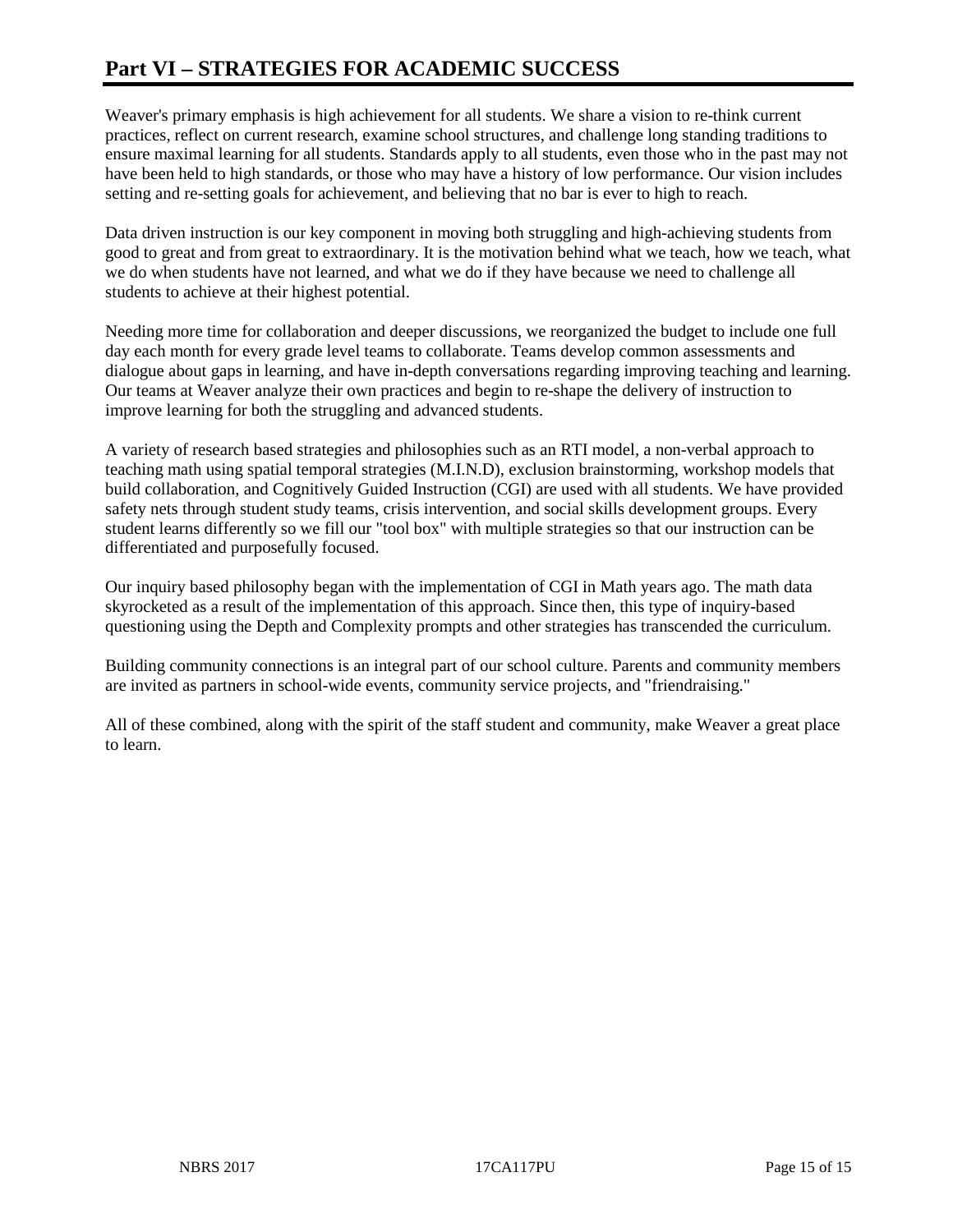# Part VI – STRATEGIES FOR ACADEMIC SUCCESS

Weaver's primary emphasis is high achievement for all students. We share a vision to re-think current practices, reflect on current research, examine school structures, and challenge long standing traditions to ensure maximal learning for all students. Standards apply to all students, even those who in the past may not have been held to high standards, or those who may have a history of low performance. Our vision includes setting and re-setting goals for achievement, and believing that no bar is ever to high to reach.

Data driven instruction is our key component in moving both struggling and high-achieving students from good to great and from great to extraordinary. It is the motivation behind what we teach, how we teach, what we do when students have not learned, and what we do if they have because we need to challenge all students to achieve at their highest potential.

Needing more time for collaboration and deeper discussions, we reorganized the budget to include one full day each month for every grade level teams to collaborate. Teams develop common assessments and dialogue about gaps in learning, and have in-depth conversations regarding improving teaching and learning. Our teams at Weaver analyze their own practices and begin to re-shape the delivery of instruction to improve learning for both the struggling and advanced students.

A variety of research based strategies and philosophies such as an RTI model, a non-verbal approach to teaching math using spatial temporal strategies (M.I.N.D), exclusion brainstorming, workshop models that build collaboration, and Cognitively Guided Instruction (CGI) are used with all students. We have provided safety nets through student study teams, crisis intervention, and social skills development groups. Every student learns differently so we fill our "tool box" with multiple strategies so that our instruction can be differentiated and purposefully focused.

Our inquiry based philosophy began with the implementation of CGI in Math years ago. The math data skyrocketed as a result of the implementation of this approach. Since then, this type of inquiry-based questioning using the Depth and Complexity prompts and other strategies has transcended the curriculum.

Building community connections is an integral part of our school culture. Parents and community members are invited as partners in school-wide events, community service projects, and "friendraising."

All of these combined, along with the spirit of the staff student and community, make Weaver a great place to learn.